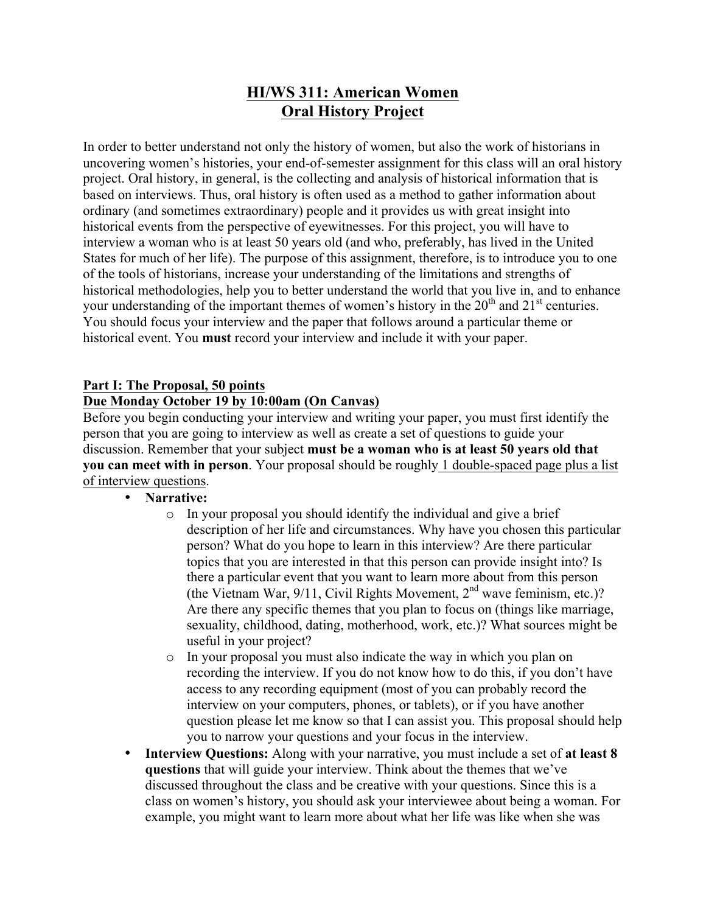# HI/WS 311: American Women
# Oral History Project

In order to better understand not only the history of women, but also the work of historians in uncovering women's histories, your end-of-semester assignment for this class will an oral history project. Oral history, in general, is the collecting and analysis of historical information that is based on interviews. Thus, oral history is often used as a method to gather information about ordinary (and sometimes extraordinary) people and it provides us with great insight into historical events from the perspective of eyewitnesses. For this project, you will have to interview a woman who is at least 50 years old (and who, preferably, has lived in the United States for much of her life). The purpose of this assignment, therefore, is to introduce you to one of the tools of historians, increase your understanding of the limitations and strengths of historical methodologies, help you to better understand the world that you live in, and to enhance your understanding of the important themes of women's history in the 20th and 21st centuries. You should focus your interview and the paper that follows around a particular theme or historical event. You **must** record your interview and include it with your paper.

## Part I: The Proposal, 50 points
## Due Monday October 19 by 10:00am (On Canvas)

Before you begin conducting your interview and writing your paper, you must first identify the person that you are going to interview as well as create a set of questions to guide your discussion. Remember that your subject **must be a woman who is at least 50 years old that you can meet with in person**. Your proposal should be roughly 1 double-spaced page plus a list of interview questions.

- **Narrative:**
  - In your proposal you should identify the individual and give a brief description of her life and circumstances. Why have you chosen this particular person? What do you hope to learn in this interview? Are there particular topics that you are interested in that this person can provide insight into? Is there a particular event that you want to learn more about from this person (the Vietnam War, 9/11, Civil Rights Movement, 2nd wave feminism, etc.)? Are there any specific themes that you plan to focus on (things like marriage, sexuality, childhood, dating, motherhood, work, etc.)? What sources might be useful in your project?
  - In your proposal you must also indicate the way in which you plan on recording the interview. If you do not know how to do this, if you don't have access to any recording equipment (most of you can probably record the interview on your computers, phones, or tablets), or if you have another question please let me know so that I can assist you. This proposal should help you to narrow your questions and your focus in the interview.
- **Interview Questions:** Along with your narrative, you must include a set of **at least 8 questions** that will guide your interview. Think about the themes that we've discussed throughout the class and be creative with your questions. Since this is a class on women's history, you should ask your interviewee about being a woman. For example, you might want to learn more about what her life was like when she was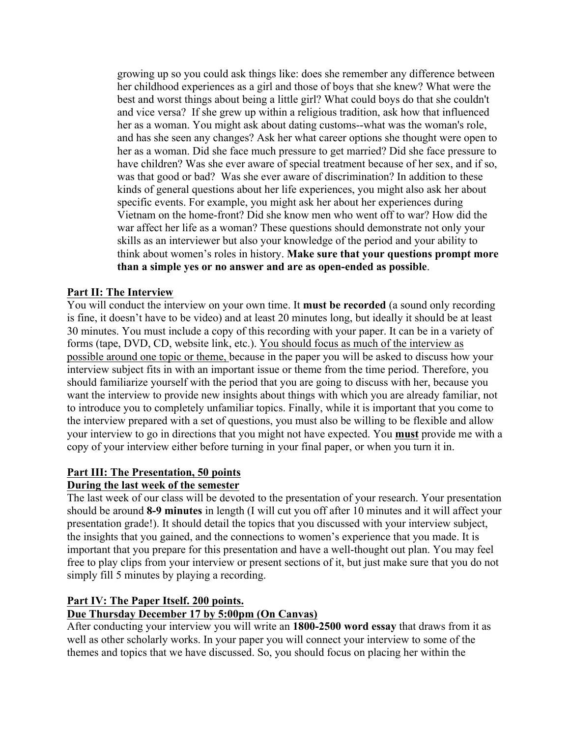growing up so you could ask things like: does she remember any difference between her childhood experiences as a girl and those of boys that she knew? What were the best and worst things about being a little girl? What could boys do that she couldn't and vice versa? If she grew up within a religious tradition, ask how that influenced her as a woman. You might ask about dating customs--what was the woman's role, and has she seen any changes? Ask her what career options she thought were open to her as a woman. Did she face much pressure to get married? Did she face pressure to have children? Was she ever aware of special treatment because of her sex, and if so, was that good or bad? Was she ever aware of discrimination? In addition to these kinds of general questions about her life experiences, you might also ask her about specific events. For example, you might ask her about her experiences during Vietnam on the home-front? Did she know men who went off to war? How did the war affect her life as a woman? These questions should demonstrate not only your skills as an interviewer but also your knowledge of the period and your ability to think about women's roles in history. **Make sure that your questions prompt more than a simple yes or no answer and are as open-ended as possible**.

**Part II: The Interview**

You will conduct the interview on your own time. It **must be recorded** (a sound only recording is fine, it doesn't have to be video) and at least 20 minutes long, but ideally it should be at least 30 minutes. You must include a copy of this recording with your paper. It can be in a variety of forms (tape, DVD, CD, website link, etc.). You should focus as much of the interview as possible around one topic or theme, because in the paper you will be asked to discuss how your interview subject fits in with an important issue or theme from the time period. Therefore, you should familiarize yourself with the period that you are going to discuss with her, because you want the interview to provide new insights about things with which you are already familiar, not to introduce you to completely unfamiliar topics. Finally, while it is important that you come to the interview prepared with a set of questions, you must also be willing to be flexible and allow your interview to go in directions that you might not have expected. You **must** provide me with a copy of your interview either before turning in your final paper, or when you turn it in.

**Part III: The Presentation, 50 points**
**During the last week of the semester**

The last week of our class will be devoted to the presentation of your research. Your presentation should be around **8-9 minutes** in length (I will cut you off after 10 minutes and it will affect your presentation grade!). It should detail the topics that you discussed with your interview subject, the insights that you gained, and the connections to women's experience that you made. It is important that you prepare for this presentation and have a well-thought out plan. You may feel free to play clips from your interview or present sections of it, but just make sure that you do not simply fill 5 minutes by playing a recording.

**Part IV: The Paper Itself. 200 points.**
**Due Thursday December 17 by 5:00pm (On Canvas)**

After conducting your interview you will write an **1800-2500 word essay** that draws from it as well as other scholarly works. In your paper you will connect your interview to some of the themes and topics that we have discussed. So, you should focus on placing her within the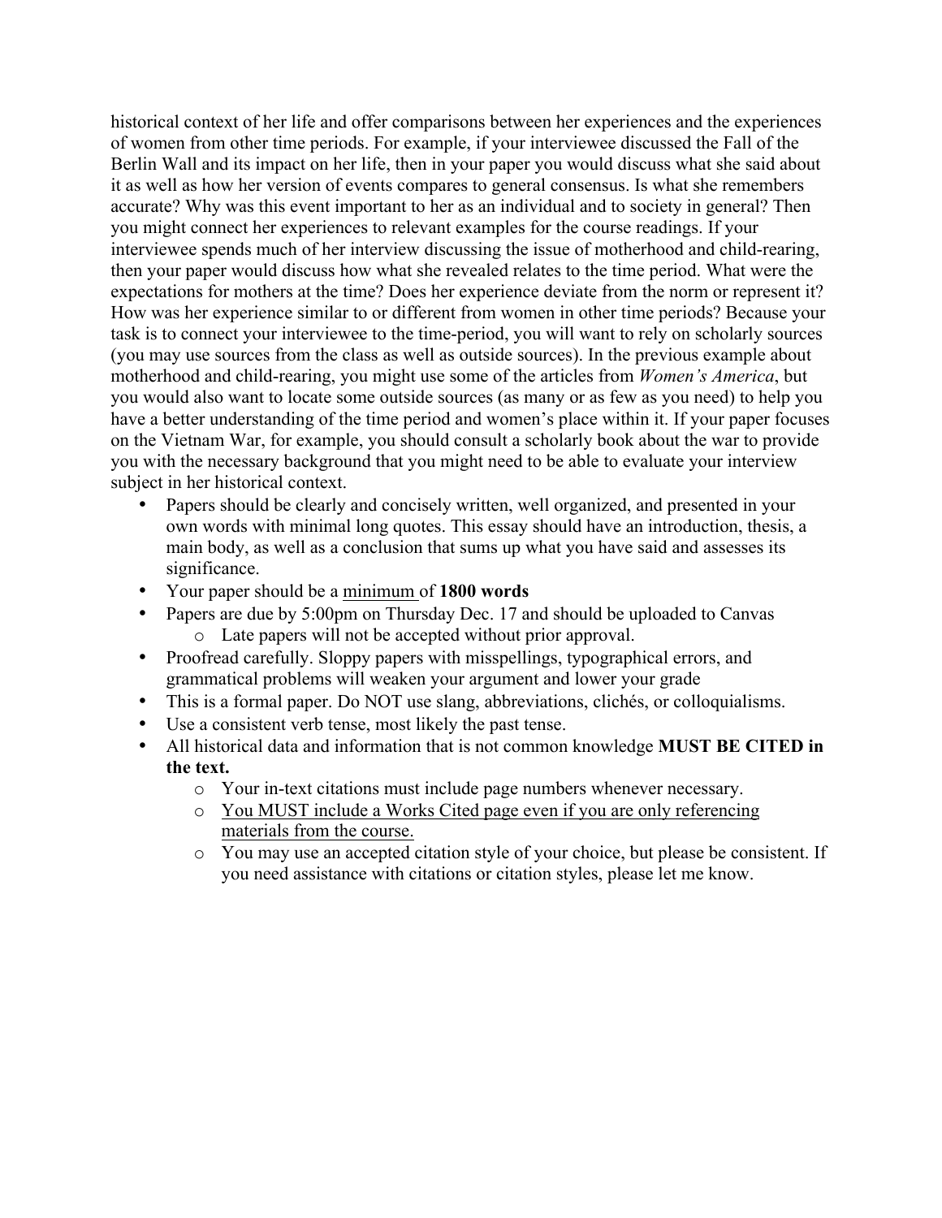historical context of her life and offer comparisons between her experiences and the experiences of women from other time periods. For example, if your interviewee discussed the Fall of the Berlin Wall and its impact on her life, then in your paper you would discuss what she said about it as well as how her version of events compares to general consensus. Is what she remembers accurate? Why was this event important to her as an individual and to society in general? Then you might connect her experiences to relevant examples for the course readings. If your interviewee spends much of her interview discussing the issue of motherhood and child-rearing, then your paper would discuss how what she revealed relates to the time period. What were the expectations for mothers at the time? Does her experience deviate from the norm or represent it? How was her experience similar to or different from women in other time periods? Because your task is to connect your interviewee to the time-period, you will want to rely on scholarly sources (you may use sources from the class as well as outside sources). In the previous example about motherhood and child-rearing, you might use some of the articles from *Women's America*, but you would also want to locate some outside sources (as many or as few as you need) to help you have a better understanding of the time period and women's place within it. If your paper focuses on the Vietnam War, for example, you should consult a scholarly book about the war to provide you with the necessary background that you might need to be able to evaluate your interview subject in her historical context.

- Papers should be clearly and concisely written, well organized, and presented in your own words with minimal long quotes. This essay should have an introduction, thesis, a main body, as well as a conclusion that sums up what you have said and assesses its significance.
- Your paper should be a <u>minimum</u> of **1800 words**
- Papers are due by 5:00pm on Thursday Dec. 17 and should be uploaded to Canvas
  - Late papers will not be accepted without prior approval.
- Proofread carefully. Sloppy papers with misspellings, typographical errors, and grammatical problems will weaken your argument and lower your grade
- This is a formal paper. Do NOT use slang, abbreviations, clichés, or colloquialisms.
- Use a consistent verb tense, most likely the past tense.
- All historical data and information that is not common knowledge **MUST BE CITED in the text.**
  - Your in-text citations must include page numbers whenever necessary.
  - <u>You MUST include a Works Cited page even if you are only referencing materials from the course.</u>
  - You may use an accepted citation style of your choice, but please be consistent. If you need assistance with citations or citation styles, please let me know.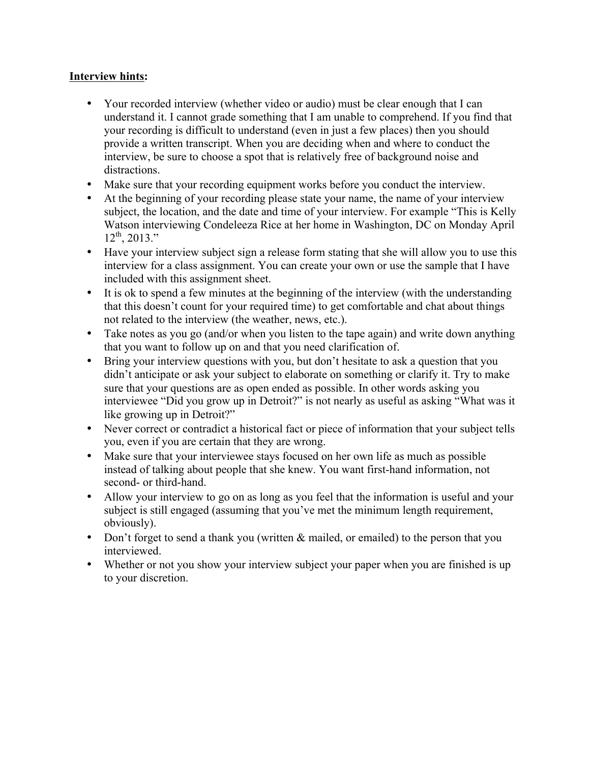**Interview hints:**

- Your recorded interview (whether video or audio) must be clear enough that I can understand it. I cannot grade something that I am unable to comprehend. If you find that your recording is difficult to understand (even in just a few places) then you should provide a written transcript. When you are deciding when and where to conduct the interview, be sure to choose a spot that is relatively free of background noise and distractions.
- Make sure that your recording equipment works before you conduct the interview.
- At the beginning of your recording please state your name, the name of your interview subject, the location, and the date and time of your interview. For example "This is Kelly Watson interviewing Condeleeza Rice at her home in Washington, DC on Monday April 12th, 2013."
- Have your interview subject sign a release form stating that she will allow you to use this interview for a class assignment. You can create your own or use the sample that I have included with this assignment sheet.
- It is ok to spend a few minutes at the beginning of the interview (with the understanding that this doesn't count for your required time) to get comfortable and chat about things not related to the interview (the weather, news, etc.).
- Take notes as you go (and/or when you listen to the tape again) and write down anything that you want to follow up on and that you need clarification of.
- Bring your interview questions with you, but don't hesitate to ask a question that you didn't anticipate or ask your subject to elaborate on something or clarify it. Try to make sure that your questions are as open ended as possible. In other words asking you interviewee "Did you grow up in Detroit?" is not nearly as useful as asking "What was it like growing up in Detroit?"
- Never correct or contradict a historical fact or piece of information that your subject tells you, even if you are certain that they are wrong.
- Make sure that your interviewee stays focused on her own life as much as possible instead of talking about people that she knew. You want first-hand information, not second- or third-hand.
- Allow your interview to go on as long as you feel that the information is useful and your subject is still engaged (assuming that you've met the minimum length requirement, obviously).
- Don't forget to send a thank you (written & mailed, or emailed) to the person that you interviewed.
- Whether or not you show your interview subject your paper when you are finished is up to your discretion.